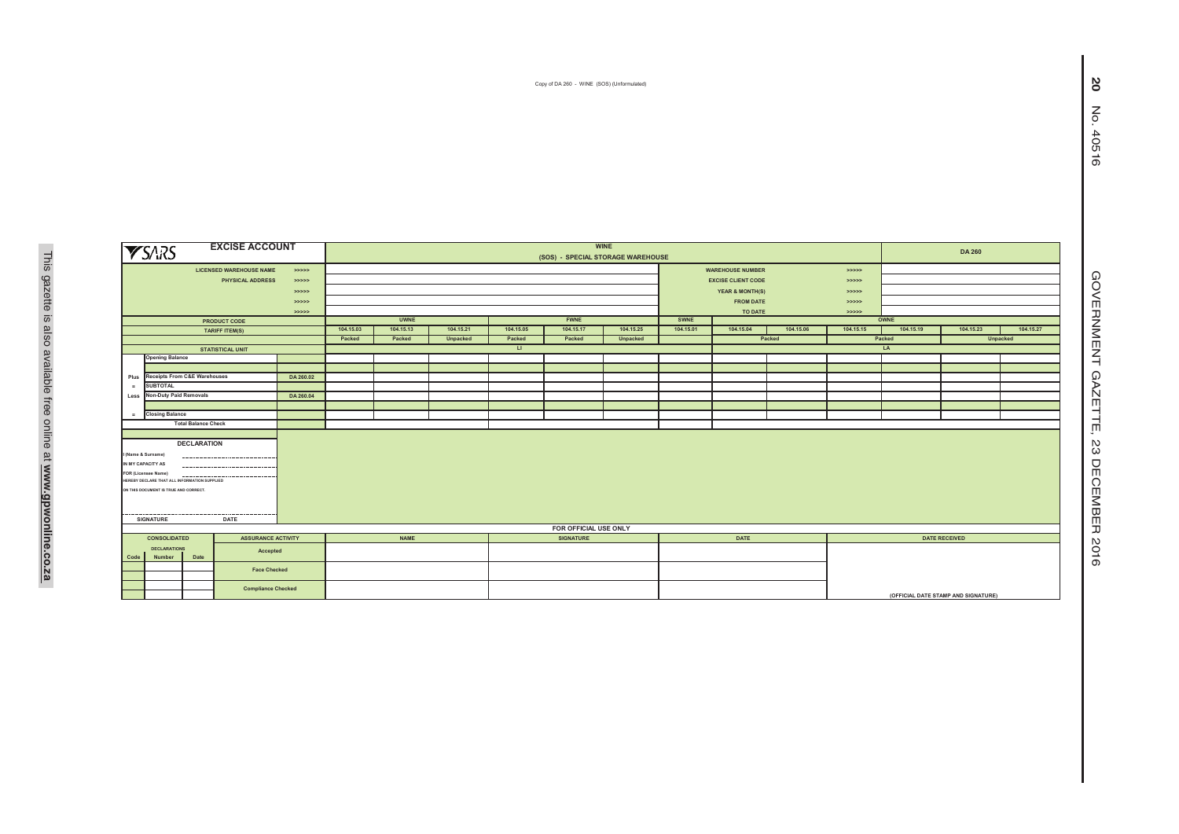Copy of DA 260 - WINE (SOS) (Unformulated)

| SARS | EXCISE ACCOUNT | | WINE (SOS) - SPECIAL STORAGE WAREHOUSE | | | | | | | | | | | DA 260 | | |
|---|---|---|---|---|---|---|---|---|---|---|---|---|---|---|---|---|
| | LICENSED WAREHOUSE NAME | >>>>> | | | | | | | | WAREHOUSE NUMBER | | >>>>> | | | | |
| | PHYSICAL ADDRESS | >>>>> | | | | | | | | EXCISE CLIENT CODE | | >>>>> | | | | |
| | | >>>>> | | | | | | | | YEAR & MONTH(S) | | >>>>> | | | | |
| | | >>>>> | | | | | | | | FROM DATE | | >>>>> | | | | |
| | | >>>>> | | | | | | | | TO DATE | | >>>>> | | | | |
| | PRODUCT CODE | | UWNE | | | FWNE | | | SWNE | OWNE | | | | | | |
| | TARIFF ITEM(S) | | 104.15.03 | 104.15.13 | 104.15.21 | 104.15.05 | 104.15.17 | 104.15.25 | 104.15.01 | 104.15.04 | 104.15.06 | 104.15.15 | 104.15.19 | 104.15.23 | 104.15.27 | |
| | | | Packed | Packed | Unpacked | Packed | Packed | Unpacked | | Packed | | Packed | | Unpacked | | |
| | STATISTICAL UNIT | | LI | | | | | | | LA | | | | | | |
| | Opening Balance | | | | | | | | | | | | | | | |
| | | | | | | | | | | | | | | | | |
| Plus | Receipts From C&E Warehouses | DA 260.02 | | | | | | | | | | | | | | |
| = | SUBTOTAL | | | | | | | | | | | | | | | |
| Less | Non-Duty Paid Removals | DA 260.04 | | | | | | | | | | | | | | |
| | | | | | | | | | | | | | | | | |
| = | Closing Balance | | | | | | | | | | | | | | | |
| | Total Balance Check | | | | | | | | | | | | | | | |

**DECLARATION**

I (Name & Surname) ..............................

IN MY CAPACITY AS ..............................

FOR (Licensee Name) ..............................

HEREBY DECLARE THAT ALL INFORMATION SUPPLIED ON THIS DOCUMENT IS TRUE AND CORRECT.

..............................

SIGNATURE DATE

**FOR OFFICIAL USE ONLY**

| CONSOLIDATED DECLARATIONS | | | ASSURANCE ACTIVITY | NAME | SIGNATURE | DATE | DATE RECEIVED |
|---|---|---|---|---|---|---|---|
| Code | Number | Date | Accepted | | | | |
| | | | Face Checked | | | | |
| | | | Compliance Checked | | | | (OFFICIAL DATE STAMP AND SIGNATURE) |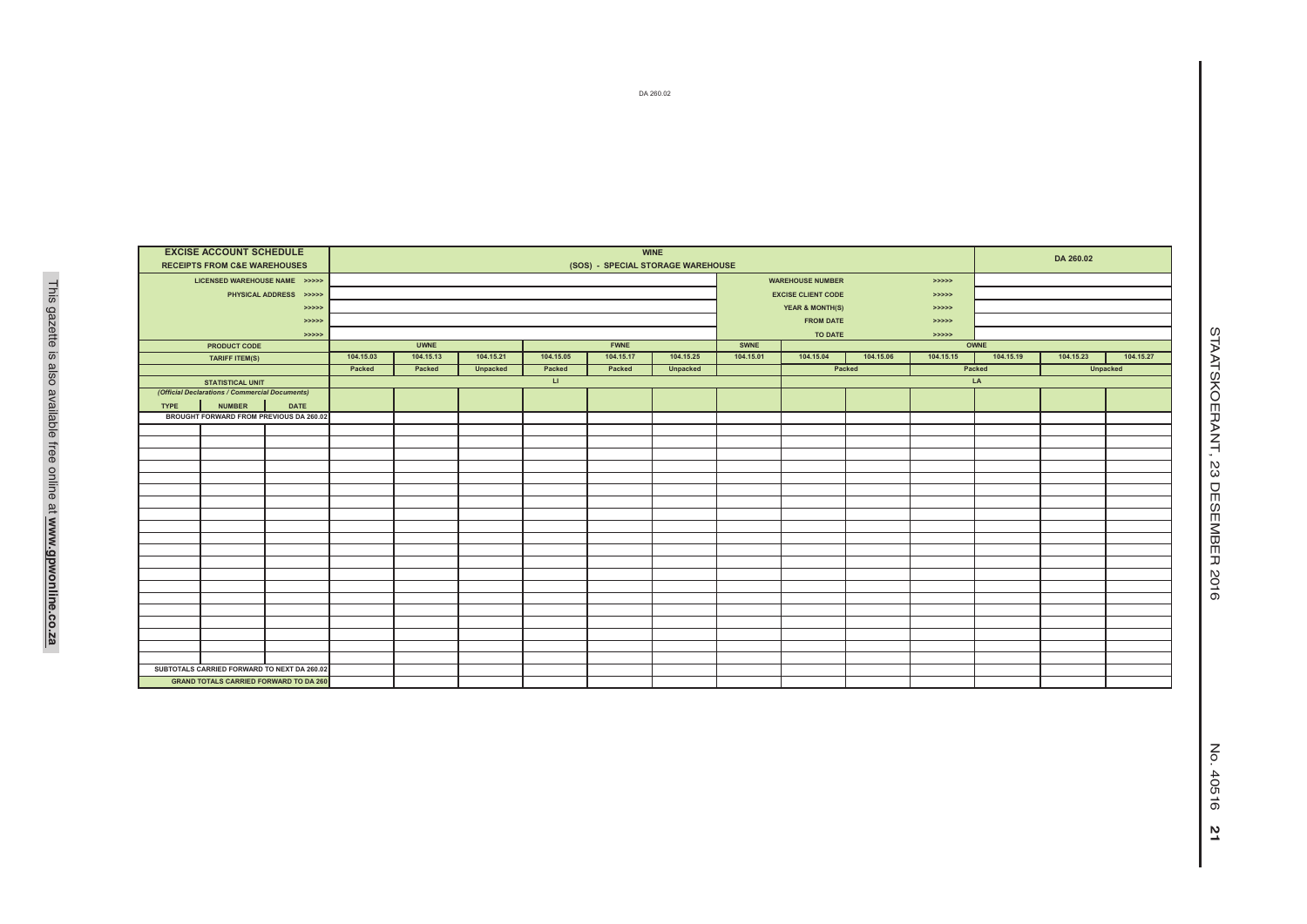DA 260.02

| EXCISE ACCOUNT SCHEDULE RECEIPTS FROM C&E WAREHOUSES | | | WINE (SOS) - SPECIAL STORAGE WAREHOUSE | | | | | | | | | | | DA 260.02 | | |
|---|---|---|---|---|---|---|---|---|---|---|---|---|---|---|---|---|
| LICENSED WAREHOUSE NAME >>>>> | | | | | | | | | | WAREHOUSE NUMBER | | >>>>> | | | | |
| PHYSICAL ADDRESS >>>>> | | | | | | | | | | EXCISE CLIENT CODE | | >>>>> | | | | |
| >>>>> | | | | | | | | | | YEAR & MONTH(S) | | >>>>> | | | | |
| >>>>> | | | | | | | | | | FROM DATE | | >>>>> | | | | |
| >>>>> | | | | | | | | | | TO DATE | | >>>>> | | | | |
| PRODUCT CODE | | | UWNE | | | FWNE | | | SWNE | OWNE | | | | | | |
| TARIFF ITEM(S) | | | 104.15.03 | 104.15.13 | 104.15.21 | 104.15.05 | 104.15.17 | 104.15.25 | 104.15.01 | 104.15.04 | 104.15.06 | 104.15.15 | 104.15.19 | 104.15.23 | 104.15.27 | |
| | | | Packed | Packed | Unpacked | Packed | Packed | Unpacked | | Packed | | Packed | | Unpacked | | |
| STATISTICAL UNIT | | | LI | | | | | | | LA | | | | | | |
| *(Official Declarations / Commercial Documents)* | | | | | | | | | | | | | | | | |
| TYPE | NUMBER | DATE | | | | | | | | | | | | | | |
| BROUGHT FORWARD FROM PREVIOUS DA 260.02 | | | | | | | | | | | | | | | | |
| | | | | | | | | | | | | | | | | |
| | | | | | | | | | | | | | | | | |
| | | | | | | | | | | | | | | | | |
| | | | | | | | | | | | | | | | | |
| | | | | | | | | | | | | | | | | |
| | | | | | | | | | | | | | | | | |
| | | | | | | | | | | | | | | | | |
| | | | | | | | | | | | | | | | | |
| | | | | | | | | | | | | | | | | |
| | | | | | | | | | | | | | | | | |
| | | | | | | | | | | | | | | | | |
| | | | | | | | | | | | | | | | | |
| | | | | | | | | | | | | | | | | |
| | | | | | | | | | | | | | | | | |
| | | | | | | | | | | | | | | | | |
| | | | | | | | | | | | | | | | | |
| | | | | | | | | | | | | | | | | |
| | | | | | | | | | | | | | | | | |
| | | | | | | | | | | | | | | | | |
| SUBTOTALS CARRIED FORWARD TO NEXT DA 260.02 | | | | | | | | | | | | | | | | |
| GRAND TOTALS CARRIED FORWARD TO DA 260 | | | | | | | | | | | | | | | | |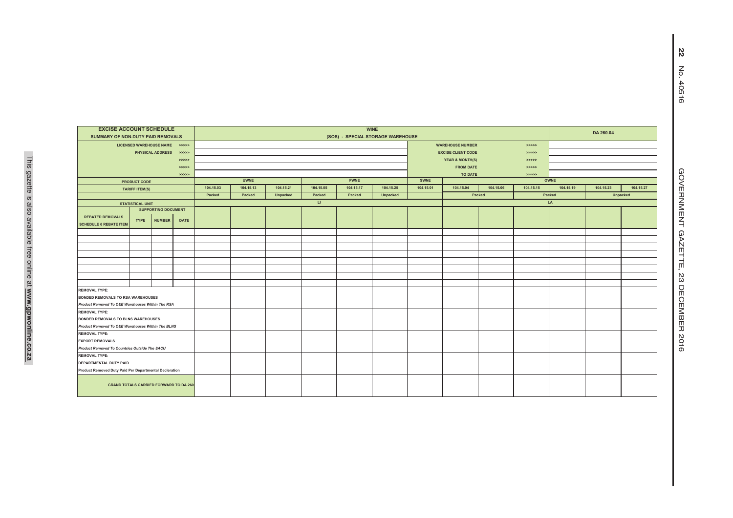| EXCISE ACCOUNT SCHEDULE SUMMARY OF NON-DUTY PAID REMOVALS | | | | WINE (SOS) - SPECIAL STORAGE WAREHOUSE | | | | | | | | | | DA 260.04 | | |
|---|---|---|---|---|---|---|---|---|---|---|---|---|---|---|---|---|
| LICENSED WAREHOUSE NAME >>>>> | | | | | | | | | | | WAREHOUSE NUMBER >>>>> | | | | | |
| PHYSICAL ADDRESS >>>>> | | | | | | | | | | | EXCISE CLIENT CODE >>>>> | | | | | |
| >>>>> | | | | | | | | | | | YEAR & MONTH(S) >>>>> | | | | | |
| >>>>> | | | | | | | | | | | FROM DATE >>>>> | | | | | |
| >>>>> | | | | | | | | | | | TO DATE >>>>> | | | | | |
| PRODUCT CODE | | | | UWNE | | | FWNE | | | SWNE | OWNE | | | | | |
| TARIFF ITEM(S) | | | | 104.15.03 | 104.15.13 | 104.15.21 | 104.15.05 | 104.15.17 | 104.15.25 | 104.15.01 | 104.15.04 | 104.15.06 | 104.15.15 | 104.15.19 | 104.15.23 | 104.15.27 |
| | | | | Packed | Packed | Unpacked | Packed | Packed | Unpacked | | Packed | | Packed | | Unpacked | |
| STATISTICAL UNIT | | | | LI | | | | | | | LA | | | | | |
| REBATED REMOVALS SCHEDULE 6 REBATE ITEM | SUPPORTING DOCUMENT TYPE | NUMBER | DATE | | | | | | | | | | | | | |
| | | | | | | | | | | | | | | | | |
| | | | | | | | | | | | | | | | | |
| | | | | | | | | | | | | | | | | |
| | | | | | | | | | | | | | | | | |
| | | | | | | | | | | | | | | | | |
| | | | | | | | | | | | | | | | | |
| | | | | | | | | | | | | | | | | |
| | | | | | | | | | | | | | | | | |
| REMOVAL TYPE: BONDED REMOVALS TO RSA WAREHOUSES *Product Removed To C&E Warehouses Within The RSA* | | | | | | | | | | | | | | | | |
| REMOVAL TYPE: BONDED REMOVALS TO BLNS WAREHOUSES *Product Removed To C&E Warehouses Within The BLNS* | | | | | | | | | | | | | | | | |
| REMOVAL TYPE: EXPORT REMOVALS *Product Removed To Countries Outside The SACU* | | | | | | | | | | | | | | | | |
| REMOVAL TYPE: DEPARTMENTAL DUTY PAID *Product Removed Duty Paid Per Departmental Decleration* | | | | | | | | | | | | | | | | |
| GRAND TOTALS CARRIED FORWARD TO DA 260 | | | | | | | | | | | | | | | | |

This gazette is also available free online at **www.gpwonline.co.za**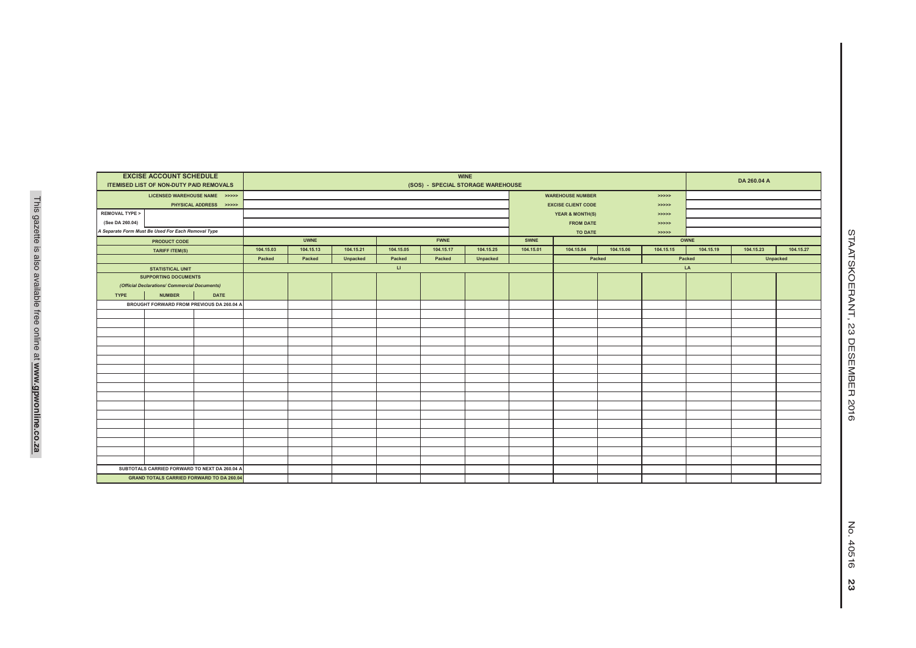| EXCISE ACCOUNT SCHEDULE ITEMISED LIST OF NON-DUTY PAID REMOVALS | | | WINE (SOS) - SPECIAL STORAGE WAREHOUSE | | | | | | | | | | | | | DA 260.04 A | |
|---|---|---|---|---|---|---|---|---|---|---|---|---|---|---|---|---|---|
| LICENSED WAREHOUSE NAME >>>>> | | | | | | | | | | WAREHOUSE NUMBER | | >>>>> | | | | | |
| PHYSICAL ADDRESS >>>>> | | | | | | | | | | EXCISE CLIENT CODE | | >>>>> | | | | | |
| REMOVAL TYPE > | | | | | | | | | | YEAR & MONTH(S) | | >>>>> | | | | | |
| (See DA 260.04) | | | | | | | | | | FROM DATE | | >>>>> | | | | | |
| A Separate Form Must Be Used For Each Removal Type | | | | | | | | | | TO DATE | | >>>>> | | | | | |
| PRODUCT CODE | | | UWNE | | | FWNE | | | SWNE | OWNE | | | | | | | |
| TARIFF ITEM(S) | | | 104.15.03 | 104.15.13 | 104.15.21 | 104.15.05 | 104.15.17 | 104.15.25 | 104.15.01 | 104.15.04 | 104.15.06 | 104.15.15 | 104.15.19 | 104.15.23 | 104.15.27 | | |
| | | | Packed | Packed | Unpacked | Packed | Packed | Unpacked | | Packed | | Packed | | Unpacked | | | |
| STATISTICAL UNIT | | | LI | | | | | | | LA | | | | | | | |
| SUPPORTING DOCUMENTS (Official Declarations/ Commercial Documents) | | | | | | | | | | | | | | | | | |
| TYPE | NUMBER | DATE | | | | | | | | | | | | | | | |
| BROUGHT FORWARD FROM PREVIOUS DA 260.04 A | | | | | | | | | | | | | | | | | |
| | | | | | | | | | | | | | | | | | |
| | | | | | | | | | | | | | | | | | |
| | | | | | | | | | | | | | | | | | |
| | | | | | | | | | | | | | | | | | |
| | | | | | | | | | | | | | | | | | |
| | | | | | | | | | | | | | | | | | |
| | | | | | | | | | | | | | | | | | |
| | | | | | | | | | | | | | | | | | |
| | | | | | | | | | | | | | | | | | |
| | | | | | | | | | | | | | | | | | |
| | | | | | | | | | | | | | | | | | |
| | | | | | | | | | | | | | | | | | |
| | | | | | | | | | | | | | | | | | |
| | | | | | | | | | | | | | | | | | |
| | | | | | | | | | | | | | | | | | |
| | | | | | | | | | | | | | | | | | |
| | | | | | | | | | | | | | | | | | |
| SUBTOTALS CARRIED FORWARD TO NEXT DA 260.04 A | | | | | | | | | | | | | | | | | |
| GRAND TOTALS CARRIED FORWARD TO DA 260.04 | | | | | | | | | | | | | | | | | |